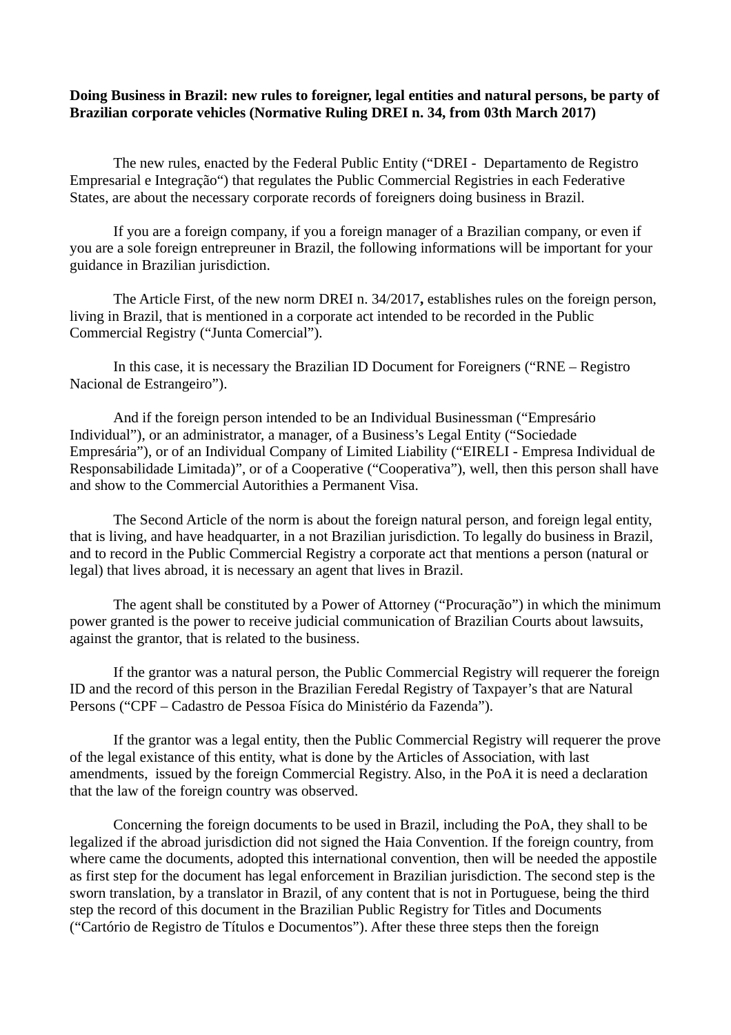**Doing Business in Brazil: new rules to foreigner, legal entities and natural persons, be party of Brazilian corporate vehicles (Normative Ruling DREI n. 34, from 03th March 2017)**

The new rules, enacted by the Federal Public Entity ("DREI - Departamento de Registro Empresarial e Integração") that regulates the Public Commercial Registries in each Federative States, are about the necessary corporate records of foreigners doing business in Brazil.

If you are a foreign company, if you a foreign manager of a Brazilian company, or even if you are a sole foreign entrepreuner in Brazil, the following informations will be important for your guidance in Brazilian jurisdiction.

The Article First, of the new norm DREI n. 34/2017**,** establishes rules on the foreign person, living in Brazil, that is mentioned in a corporate act intended to be recorded in the Public Commercial Registry ("Junta Comercial").

In this case, it is necessary the Brazilian ID Document for Foreigners ("RNE – Registro Nacional de Estrangeiro").

And if the foreign person intended to be an Individual Businessman ("Empresário Individual"), or an administrator, a manager, of a Business's Legal Entity ("Sociedade Empresária"), or of an Individual Company of Limited Liability ("EIRELI - Empresa Individual de Responsabilidade Limitada)", or of a Cooperative ("Cooperativa"), well, then this person shall have and show to the Commercial Autorithies a Permanent Visa.

The Second Article of the norm is about the foreign natural person, and foreign legal entity, that is living, and have headquarter, in a not Brazilian jurisdiction. To legally do business in Brazil, and to record in the Public Commercial Registry a corporate act that mentions a person (natural or legal) that lives abroad, it is necessary an agent that lives in Brazil.

The agent shall be constituted by a Power of Attorney ("Procuração") in which the minimum power granted is the power to receive judicial communication of Brazilian Courts about lawsuits, against the grantor, that is related to the business.

If the grantor was a natural person, the Public Commercial Registry will requerer the foreign ID and the record of this person in the Brazilian Feredal Registry of Taxpayer's that are Natural Persons ("CPF – Cadastro de Pessoa Física do Ministério da Fazenda").

If the grantor was a legal entity, then the Public Commercial Registry will requerer the prove of the legal existance of this entity, what is done by the Articles of Association, with last amendments, issued by the foreign Commercial Registry. Also, in the PoA it is need a declaration that the law of the foreign country was observed.

Concerning the foreign documents to be used in Brazil, including the PoA, they shall to be legalized if the abroad jurisdiction did not signed the Haia Convention. If the foreign country, from where came the documents, adopted this international convention, then will be needed the appostile as first step for the document has legal enforcement in Brazilian jurisdiction. The second step is the sworn translation, by a translator in Brazil, of any content that is not in Portuguese, being the third step the record of this document in the Brazilian Public Registry for Titles and Documents ("Cartório de Registro de Títulos e Documentos"). After these three steps then the foreign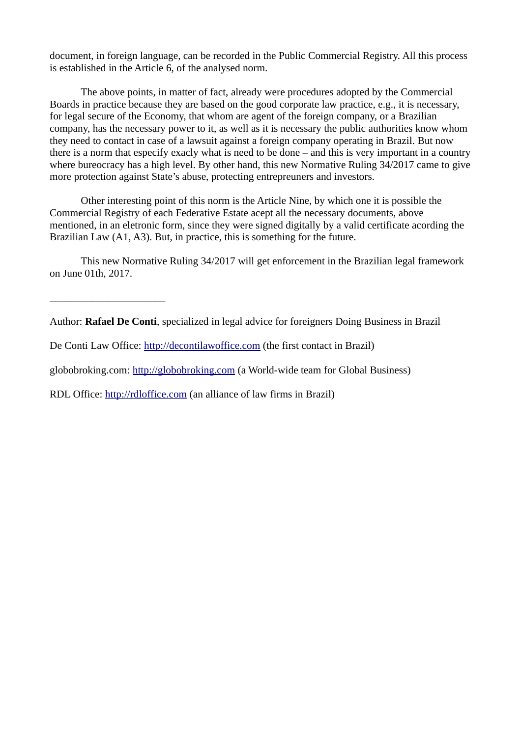document, in foreign language, can be recorded in the Public Commercial Registry. All this process is established in the Article 6, of the analysed norm.

The above points, in matter of fact, already were procedures adopted by the Commercial Boards in practice because they are based on the good corporate law practice, e.g., it is necessary, for legal secure of the Economy, that whom are agent of the foreign company, or a Brazilian company, has the necessary power to it, as well as it is necessary the public authorities know whom they need to contact in case of a lawsuit against a foreign company operating in Brazil. But now there is a norm that especify exacly what is need to be done – and this is very important in a country where bureocracy has a high level. By other hand, this new Normative Ruling 34/2017 came to give more protection against State's abuse, protecting entrepreuners and investors.

Other interesting point of this norm is the Article Nine, by which one it is possible the Commercial Registry of each Federative Estate acept all the necessary documents, above mentioned, in an eletronic form, since they were signed digitally by a valid certificate acording the Brazilian Law (A1, A3). But, in practice, this is something for the future.

This new Normative Ruling 34/2017 will get enforcement in the Brazilian legal framework on June 01th, 2017.

______________________

Author: **Rafael De Conti**, specialized in legal advice for foreigners Doing Business in Brazil

De Conti Law Office: http://decontilawoffice.com (the first contact in Brazil)

globobroking.com: http://globobroking.com (a World-wide team for Global Business)

RDL Office: http://rdloffice.com (an alliance of law firms in Brazil)